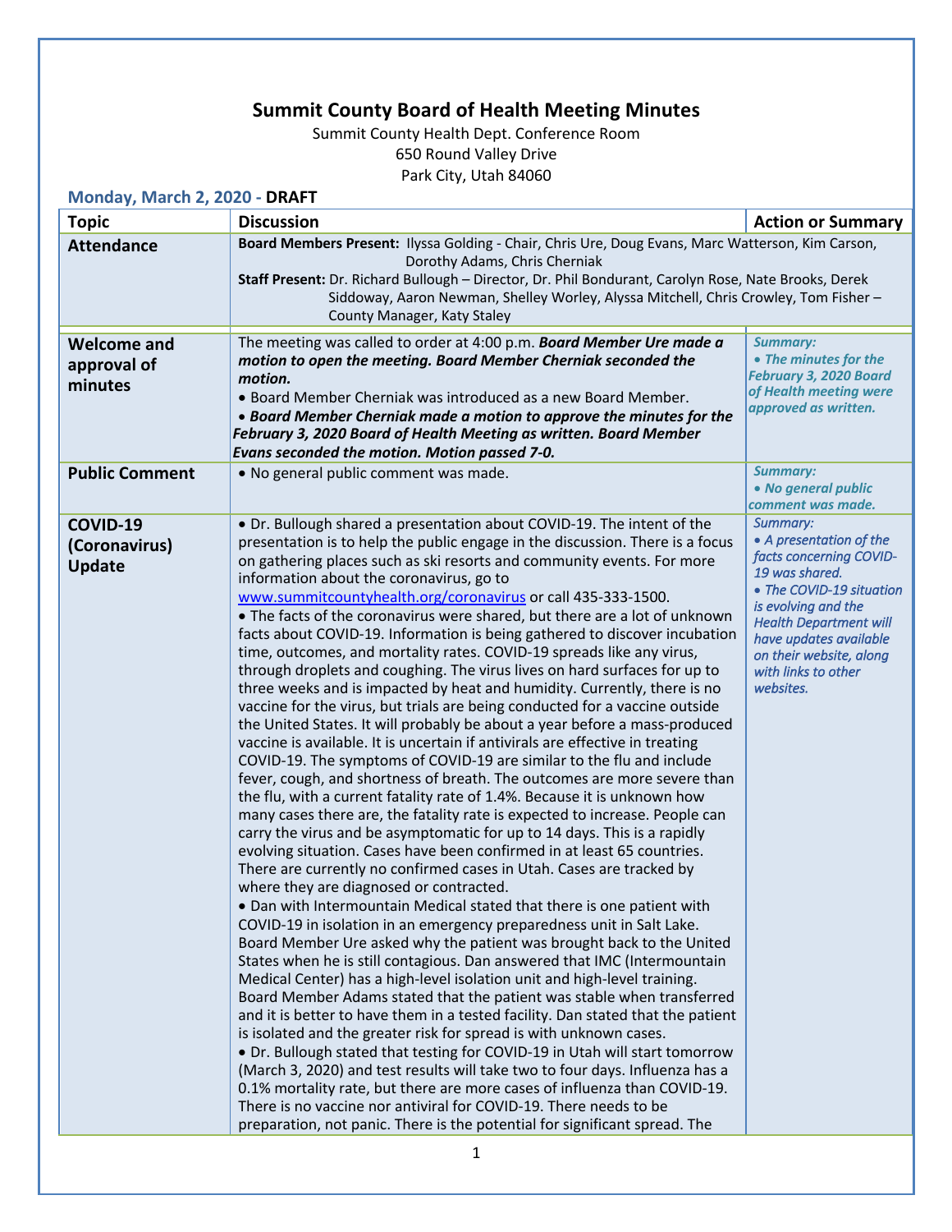# Summit County Board of Health Meeting Minutes

Summit County Health Dept. Conference Room
650 Round Valley Drive
Park City, Utah 84060

**Monday, March 2, 2020 - DRAFT**

| Topic | Discussion | Action or Summary |
|---|---|---|
| **Attendance** | **Board Members Present:** Ilyssa Golding - Chair, Chris Ure, Doug Evans, Marc Watterson, Kim Carson, Dorothy Adams, Chris Cherniak<br>**Staff Present:** Dr. Richard Bullough – Director, Dr. Phil Bondurant, Carolyn Rose, Nate Brooks, Derek Siddoway, Aaron Newman, Shelley Worley, Alyssa Mitchell, Chris Crowley, Tom Fisher – County Manager, Katy Staley | |
| **Welcome and approval of minutes** | The meeting was called to order at 4:00 p.m. ***Board Member Ure made a motion to open the meeting. Board Member Cherniak seconded the motion.***<br>• Board Member Cherniak was introduced as a new Board Member.<br>• ***Board Member Cherniak made a motion to approve the minutes for the February 3, 2020 Board of Health Meeting as written. Board Member Evans seconded the motion. Motion passed 7-0.*** | *Summary:*<br>*• The minutes for the February 3, 2020 Board of Health meeting were approved as written.* |
| **Public Comment** | • No general public comment was made. | *Summary:*<br>*• No general public comment was made.* |
| **COVID-19 (Coronavirus) Update** | • Dr. Bullough shared a presentation about COVID-19. The intent of the presentation is to help the public engage in the discussion. There is a focus on gathering places such as ski resorts and community events. For more information about the coronavirus, go to www.summitcountyhealth.org/coronavirus or call 435-333-1500.<br>• The facts of the coronavirus were shared, but there are a lot of unknown facts about COVID-19. Information is being gathered to discover incubation time, outcomes, and mortality rates. COVID-19 spreads like any virus, through droplets and coughing. The virus lives on hard surfaces for up to three weeks and is impacted by heat and humidity. Currently, there is no vaccine for the virus, but trials are being conducted for a vaccine outside the United States. It will probably be about a year before a mass-produced vaccine is available. It is uncertain if antivirals are effective in treating COVID-19. The symptoms of COVID-19 are similar to the flu and include fever, cough, and shortness of breath. The outcomes are more severe than the flu, with a current fatality rate of 1.4%. Because it is unknown how many cases there are, the fatality rate is expected to increase. People can carry the virus and be asymptomatic for up to 14 days. This is a rapidly evolving situation. Cases have been confirmed in at least 65 countries. There are currently no confirmed cases in Utah. Cases are tracked by where they are diagnosed or contracted.<br>• Dan with Intermountain Medical stated that there is one patient with COVID-19 in isolation in an emergency preparedness unit in Salt Lake. Board Member Ure asked why the patient was brought back to the United States when he is still contagious. Dan answered that IMC (Intermountain Medical Center) has a high-level isolation unit and high-level training. Board Member Adams stated that the patient was stable when transferred and it is better to have them in a tested facility. Dan stated that the patient is isolated and the greater risk for spread is with unknown cases.<br>• Dr. Bullough stated that testing for COVID-19 in Utah will start tomorrow (March 3, 2020) and test results will take two to four days. Influenza has a 0.1% mortality rate, but there are more cases of influenza than COVID-19. There is no vaccine nor antiviral for COVID-19. There needs to be preparation, not panic. There is the potential for significant spread. The | *Summary:*<br>*• A presentation of the facts concerning COVID-19 was shared.*<br>*• The COVID-19 situation is evolving and the Health Department will have updates available on their website, along with links to other websites.* |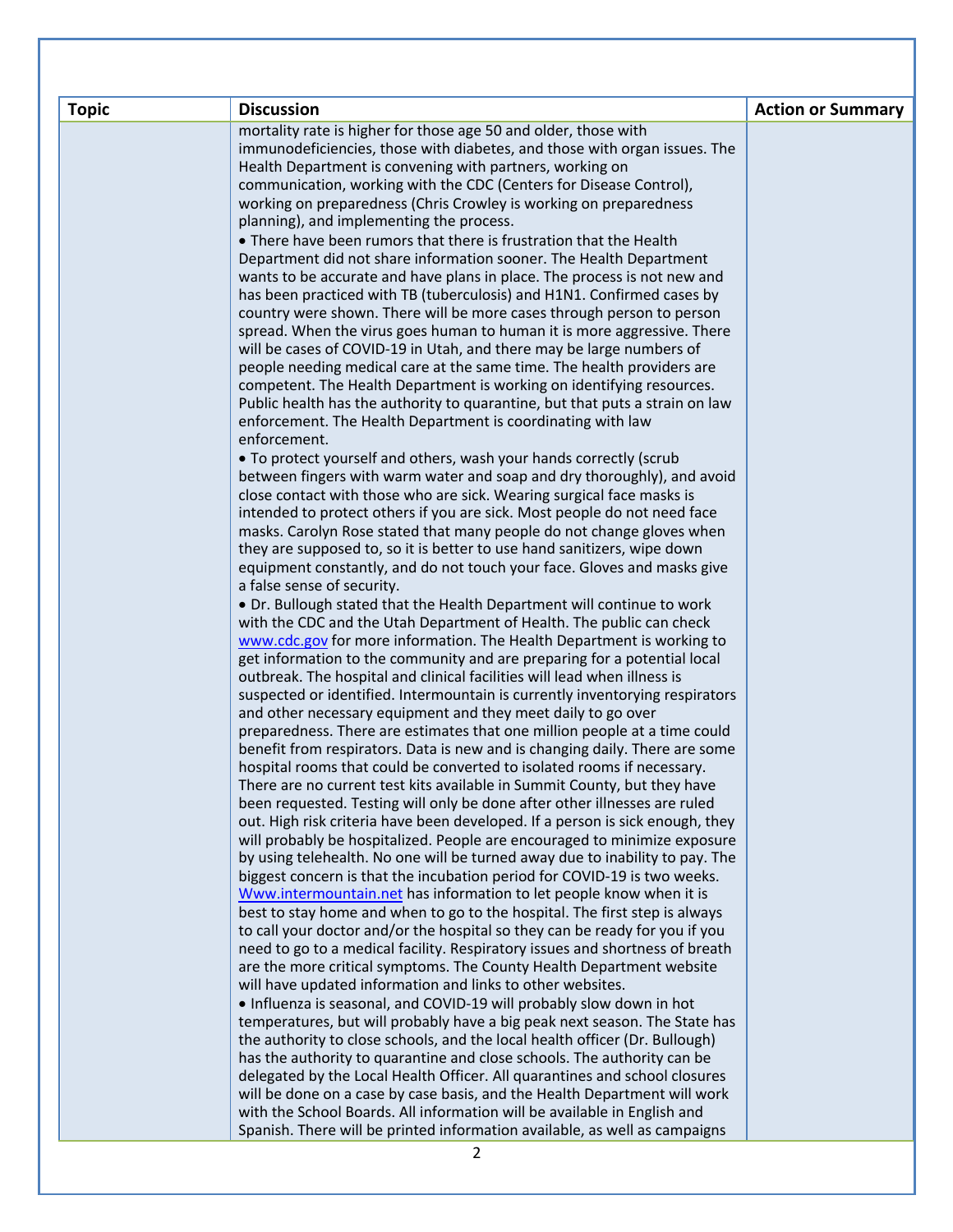| Topic | Discussion | Action or Summary |
|---|---|---|
| | mortality rate is higher for those age 50 and older, those with immunodeficiencies, those with diabetes, and those with organ issues. The Health Department is convening with partners, working on communication, working with the CDC (Centers for Disease Control), working on preparedness (Chris Crowley is working on preparedness planning), and implementing the process.<br>• There have been rumors that there is frustration that the Health Department did not share information sooner. The Health Department wants to be accurate and have plans in place. The process is not new and has been practiced with TB (tuberculosis) and H1N1. Confirmed cases by country were shown. There will be more cases through person to person spread. When the virus goes human to human it is more aggressive. There will be cases of COVID-19 in Utah, and there may be large numbers of people needing medical care at the same time. The health providers are competent. The Health Department is working on identifying resources. Public health has the authority to quarantine, but that puts a strain on law enforcement. The Health Department is coordinating with law enforcement.<br>• To protect yourself and others, wash your hands correctly (scrub between fingers with warm water and soap and dry thoroughly), and avoid close contact with those who are sick. Wearing surgical face masks is intended to protect others if you are sick. Most people do not need face masks. Carolyn Rose stated that many people do not change gloves when they are supposed to, so it is better to use hand sanitizers, wipe down equipment constantly, and do not touch your face. Gloves and masks give a false sense of security.<br>• Dr. Bullough stated that the Health Department will continue to work with the CDC and the Utah Department of Health. The public can check www.cdc.gov for more information. The Health Department is working to get information to the community and are preparing for a potential local outbreak. The hospital and clinical facilities will lead when illness is suspected or identified. Intermountain is currently inventorying respirators and other necessary equipment and they meet daily to go over preparedness. There are estimates that one million people at a time could benefit from respirators. Data is new and is changing daily. There are some hospital rooms that could be converted to isolated rooms if necessary. There are no current test kits available in Summit County, but they have been requested. Testing will only be done after other illnesses are ruled out. High risk criteria have been developed. If a person is sick enough, they will probably be hospitalized. People are encouraged to minimize exposure by using telehealth. No one will be turned away due to inability to pay. The biggest concern is that the incubation period for COVID-19 is two weeks. Www.intermountain.net has information to let people know when it is best to stay home and when to go to the hospital. The first step is always to call your doctor and/or the hospital so they can be ready for you if you need to go to a medical facility. Respiratory issues and shortness of breath are the more critical symptoms. The County Health Department website will have updated information and links to other websites.<br>• Influenza is seasonal, and COVID-19 will probably slow down in hot temperatures, but will probably have a big peak next season. The State has the authority to close schools, and the local health officer (Dr. Bullough) has the authority to quarantine and close schools. The authority can be delegated by the Local Health Officer. All quarantines and school closures will be done on a case by case basis, and the Health Department will work with the School Boards. All information will be available in English and Spanish. There will be printed information available, as well as campaigns | |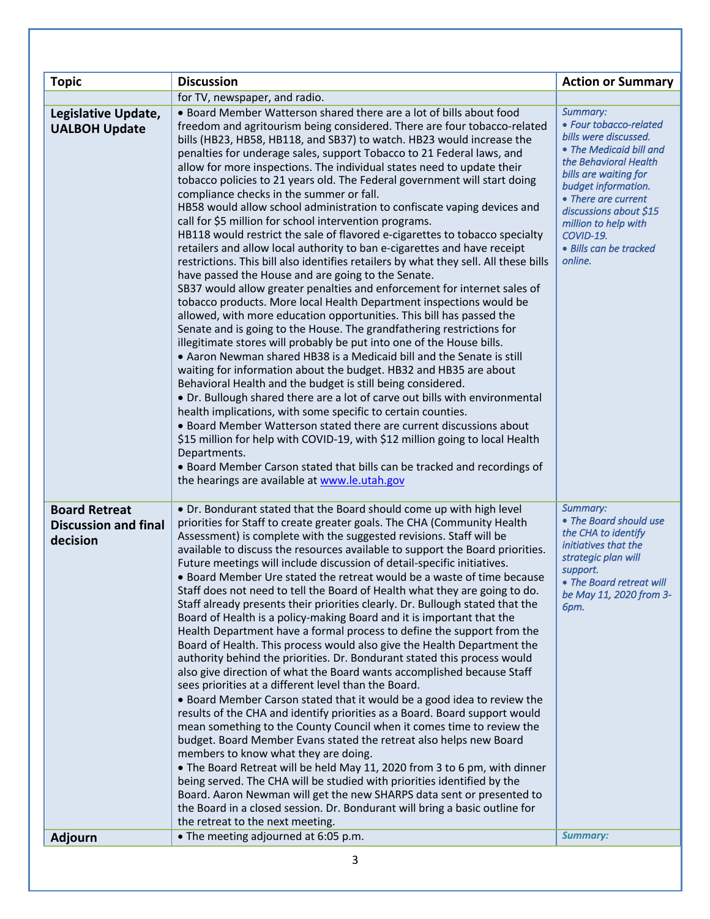| Topic | Discussion | Action or Summary |
|---|---|---|
| | for TV, newspaper, and radio. | |
| **Legislative Update, UALBOH Update** | • Board Member Watterson shared there are a lot of bills about food freedom and agritourism being considered. There are four tobacco-related bills (HB23, HB58, HB118, and SB37) to watch. HB23 would increase the penalties for underage sales, support Tobacco to 21 Federal laws, and allow for more inspections. The individual states need to update their tobacco policies to 21 years old. The Federal government will start doing compliance checks in the summer or fall.<br>HB58 would allow school administration to confiscate vaping devices and call for $5 million for school intervention programs.<br>HB118 would restrict the sale of flavored e-cigarettes to tobacco specialty retailers and allow local authority to ban e-cigarettes and have receipt restrictions. This bill also identifies retailers by what they sell. All these bills have passed the House and are going to the Senate.<br>SB37 would allow greater penalties and enforcement for internet sales of tobacco products. More local Health Department inspections would be allowed, with more education opportunities. This bill has passed the Senate and is going to the House. The grandfathering restrictions for illegitimate stores will probably be put into one of the House bills.<br>• Aaron Newman shared HB38 is a Medicaid bill and the Senate is still waiting for information about the budget. HB32 and HB35 are about Behavioral Health and the budget is still being considered.<br>• Dr. Bullough shared there are a lot of carve out bills with environmental health implications, with some specific to certain counties.<br>• Board Member Watterson stated there are current discussions about $15 million for help with COVID-19, with $12 million going to local Health Departments.<br>• Board Member Carson stated that bills can be tracked and recordings of the hearings are available at [www.le.utah.gov](www.le.utah.gov) | *Summary:*<br>*• Four tobacco-related bills were discussed.*<br>*• The Medicaid bill and the Behavioral Health bills are waiting for budget information.*<br>*• There are current discussions about $15 million to help with COVID-19.*<br>*• Bills can be tracked online.* |
| **Board Retreat Discussion and final decision** | • Dr. Bondurant stated that the Board should come up with high level priorities for Staff to create greater goals. The CHA (Community Health Assessment) is complete with the suggested revisions. Staff will be available to discuss the resources available to support the Board priorities. Future meetings will include discussion of detail-specific initiatives.<br>• Board Member Ure stated the retreat would be a waste of time because Staff does not need to tell the Board of Health what they are going to do. Staff already presents their priorities clearly. Dr. Bullough stated that the Board of Health is a policy-making Board and it is important that the Health Department have a formal process to define the support from the Board of Health. This process would also give the Health Department the authority behind the priorities. Dr. Bondurant stated this process would also give direction of what the Board wants accomplished because Staff sees priorities at a different level than the Board.<br>• Board Member Carson stated that it would be a good idea to review the results of the CHA and identify priorities as a Board. Board support would mean something to the County Council when it comes time to review the budget. Board Member Evans stated the retreat also helps new Board members to know what they are doing.<br>• The Board Retreat will be held May 11, 2020 from 3 to 6 pm, with dinner being served. The CHA will be studied with priorities identified by the Board. Aaron Newman will get the new SHARPS data sent or presented to the Board in a closed session. Dr. Bondurant will bring a basic outline for the retreat to the next meeting. | *Summary:*<br>*• The Board should use the CHA to identify initiatives that the strategic plan will support.*<br>*• The Board retreat will be May 11, 2020 from 3-6pm.* |
| **Adjourn** | • The meeting adjourned at 6:05 p.m. | *Summary:* |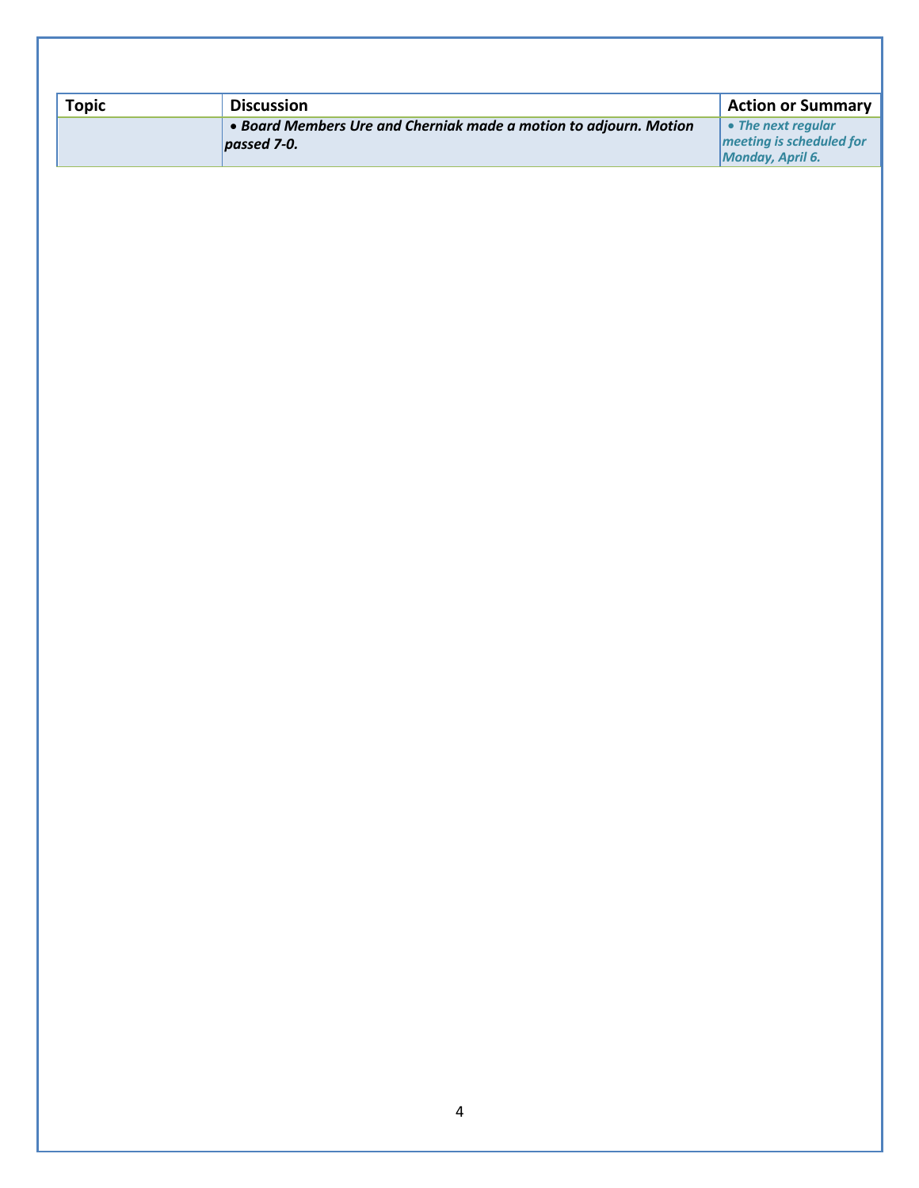| Topic | Discussion | Action or Summary |
| --- | --- | --- |
| | *• **Board Members Ure and Cherniak made a motion to adjourn. Motion passed 7-0.*** | *• **The next regular meeting is scheduled for Monday, April 6.*** |